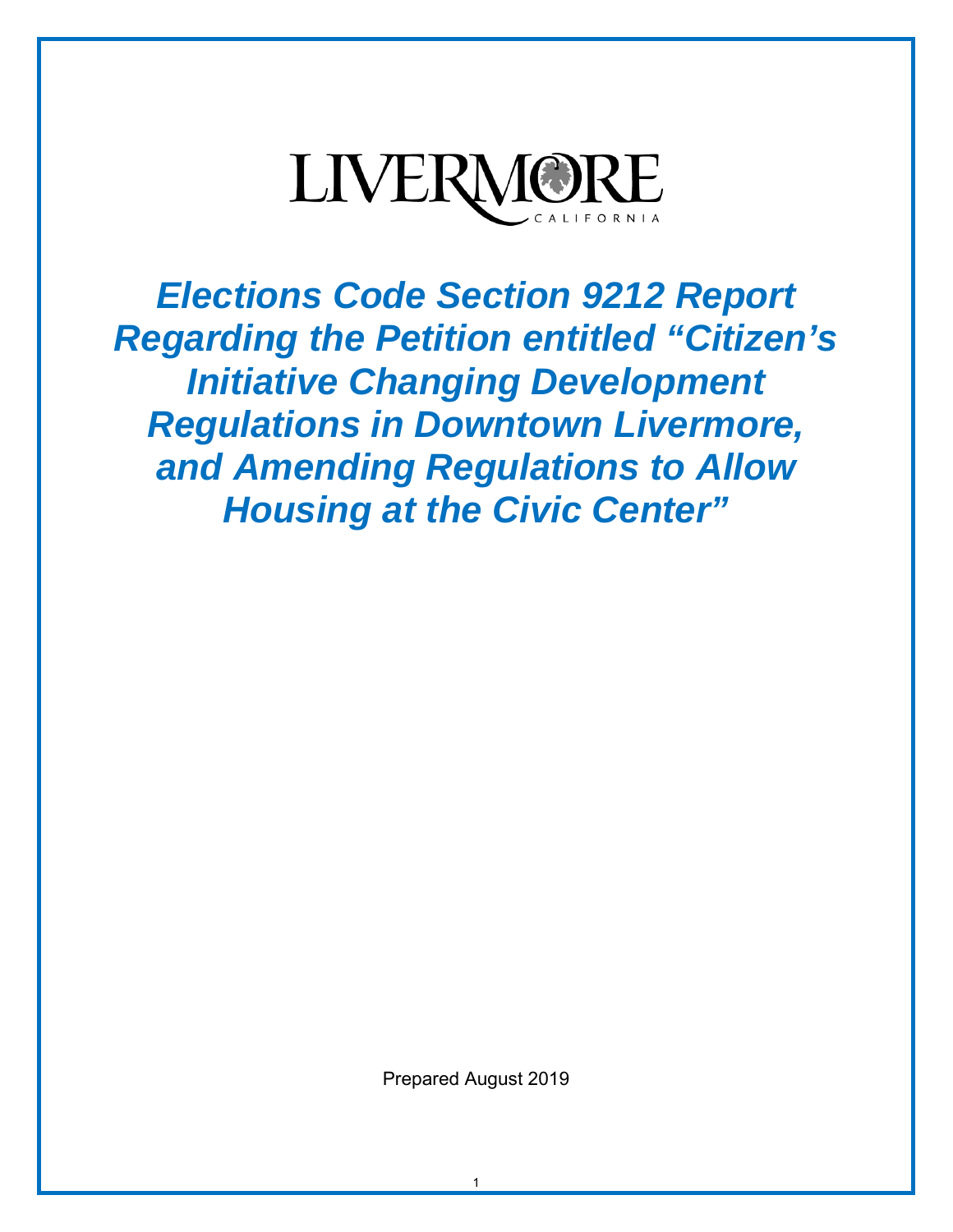LIVERMORE
CALIFORNIA

# *Elections Code Section 9212 Report Regarding the Petition entitled "Citizen's Initiative Changing Development Regulations in Downtown Livermore, and Amending Regulations to Allow Housing at the Civic Center"*

Prepared August 2019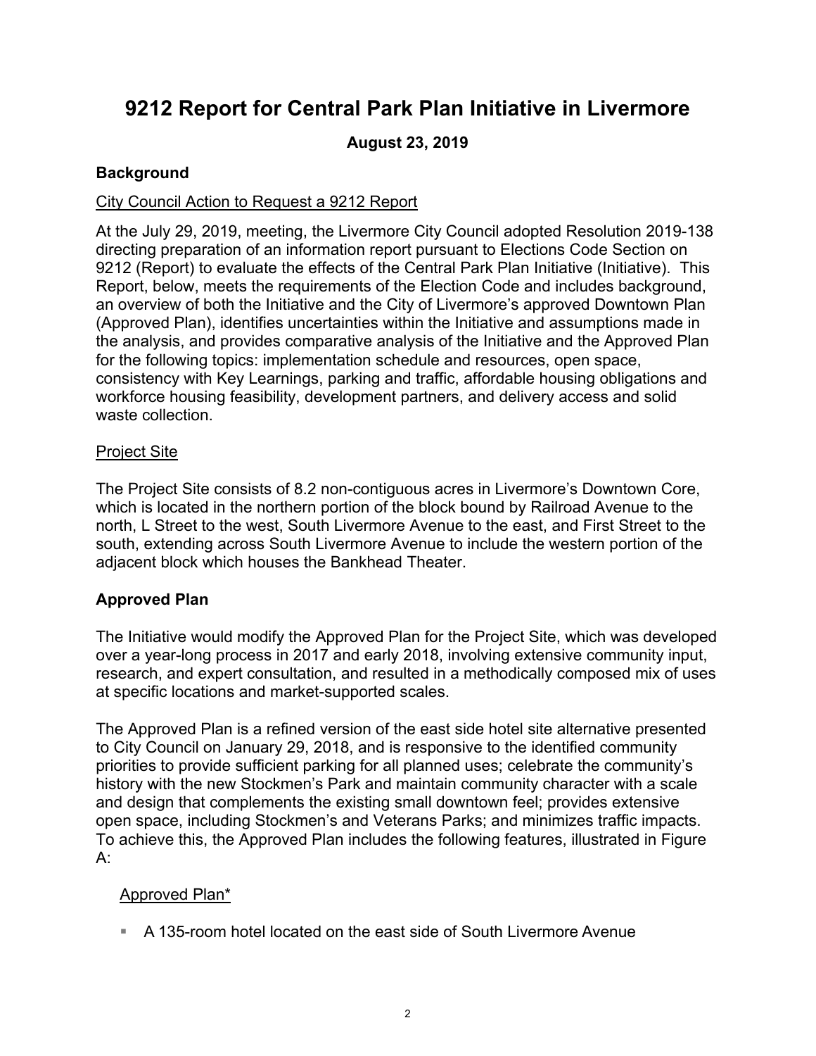# 9212 Report for Central Park Plan Initiative in Livermore

**August 23, 2019**

### Background

City Council Action to Request a 9212 Report

At the July 29, 2019, meeting, the Livermore City Council adopted Resolution 2019-138 directing preparation of an information report pursuant to Elections Code Section on 9212 (Report) to evaluate the effects of the Central Park Plan Initiative (Initiative). This Report, below, meets the requirements of the Election Code and includes background, an overview of both the Initiative and the City of Livermore's approved Downtown Plan (Approved Plan), identifies uncertainties within the Initiative and assumptions made in the analysis, and provides comparative analysis of the Initiative and the Approved Plan for the following topics: implementation schedule and resources, open space, consistency with Key Learnings, parking and traffic, affordable housing obligations and workforce housing feasibility, development partners, and delivery access and solid waste collection.

Project Site

The Project Site consists of 8.2 non-contiguous acres in Livermore's Downtown Core, which is located in the northern portion of the block bound by Railroad Avenue to the north, L Street to the west, South Livermore Avenue to the east, and First Street to the south, extending across South Livermore Avenue to include the western portion of the adjacent block which houses the Bankhead Theater.

### Approved Plan

The Initiative would modify the Approved Plan for the Project Site, which was developed over a year-long process in 2017 and early 2018, involving extensive community input, research, and expert consultation, and resulted in a methodically composed mix of uses at specific locations and market-supported scales.

The Approved Plan is a refined version of the east side hotel site alternative presented to City Council on January 29, 2018, and is responsive to the identified community priorities to provide sufficient parking for all planned uses; celebrate the community's history with the new Stockmen's Park and maintain community character with a scale and design that complements the existing small downtown feel; provides extensive open space, including Stockmen's and Veterans Parks; and minimizes traffic impacts. To achieve this, the Approved Plan includes the following features, illustrated in Figure A:

Approved Plan*

- A 135-room hotel located on the east side of South Livermore Avenue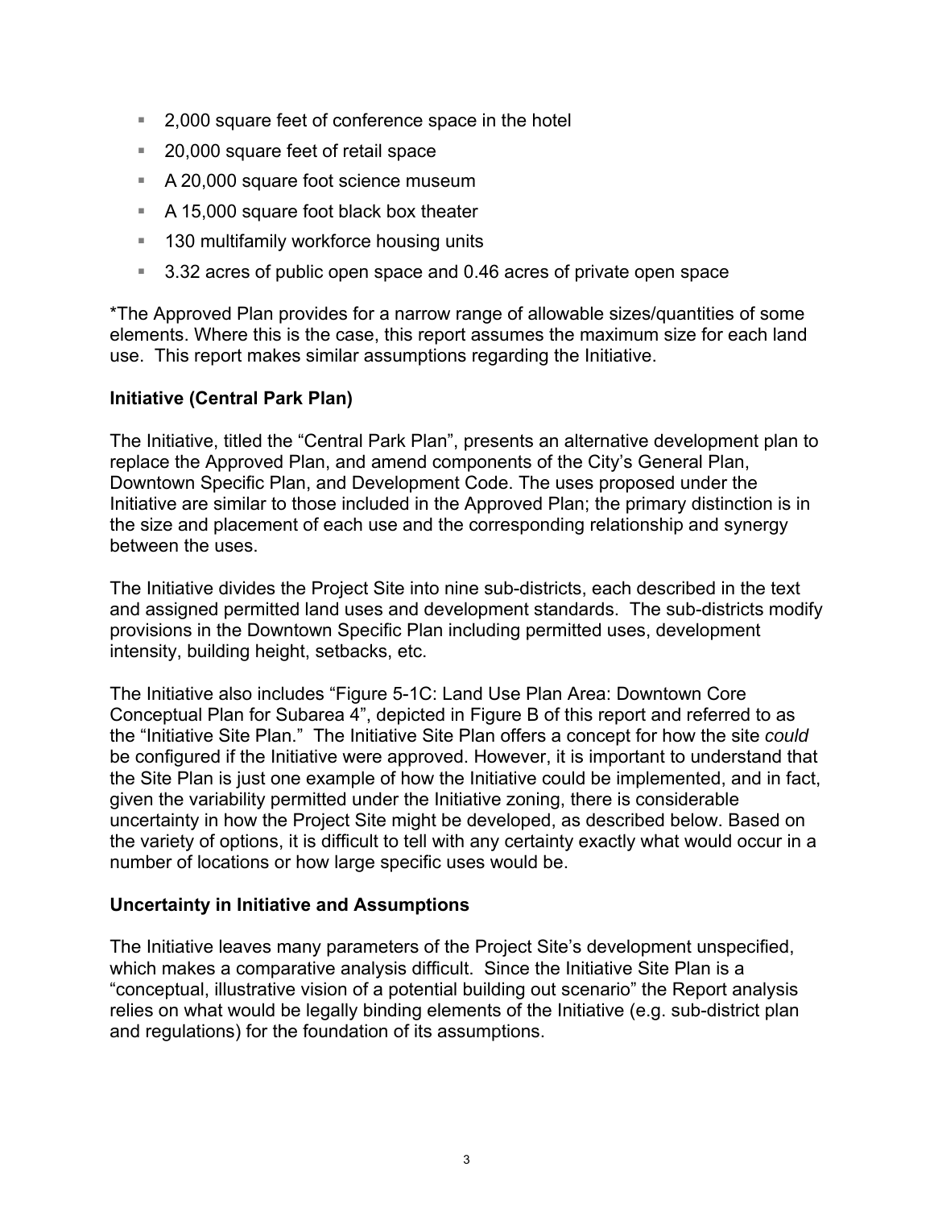- 2,000 square feet of conference space in the hotel
- 20,000 square feet of retail space
- A 20,000 square foot science museum
- A 15,000 square foot black box theater
- 130 multifamily workforce housing units
- 3.32 acres of public open space and 0.46 acres of private open space

*The Approved Plan provides for a narrow range of allowable sizes/quantities of some elements. Where this is the case, this report assumes the maximum size for each land use. This report makes similar assumptions regarding the Initiative.

**Initiative (Central Park Plan)**

The Initiative, titled the "Central Park Plan", presents an alternative development plan to replace the Approved Plan, and amend components of the City's General Plan, Downtown Specific Plan, and Development Code. The uses proposed under the Initiative are similar to those included in the Approved Plan; the primary distinction is in the size and placement of each use and the corresponding relationship and synergy between the uses.

The Initiative divides the Project Site into nine sub-districts, each described in the text and assigned permitted land uses and development standards. The sub-districts modify provisions in the Downtown Specific Plan including permitted uses, development intensity, building height, setbacks, etc.

The Initiative also includes "Figure 5-1C: Land Use Plan Area: Downtown Core Conceptual Plan for Subarea 4", depicted in Figure B of this report and referred to as the "Initiative Site Plan." The Initiative Site Plan offers a concept for how the site *could* be configured if the Initiative were approved. However, it is important to understand that the Site Plan is just one example of how the Initiative could be implemented, and in fact, given the variability permitted under the Initiative zoning, there is considerable uncertainty in how the Project Site might be developed, as described below. Based on the variety of options, it is difficult to tell with any certainty exactly what would occur in a number of locations or how large specific uses would be.

**Uncertainty in Initiative and Assumptions**

The Initiative leaves many parameters of the Project Site's development unspecified, which makes a comparative analysis difficult. Since the Initiative Site Plan is a "conceptual, illustrative vision of a potential building out scenario" the Report analysis relies on what would be legally binding elements of the Initiative (e.g. sub-district plan and regulations) for the foundation of its assumptions.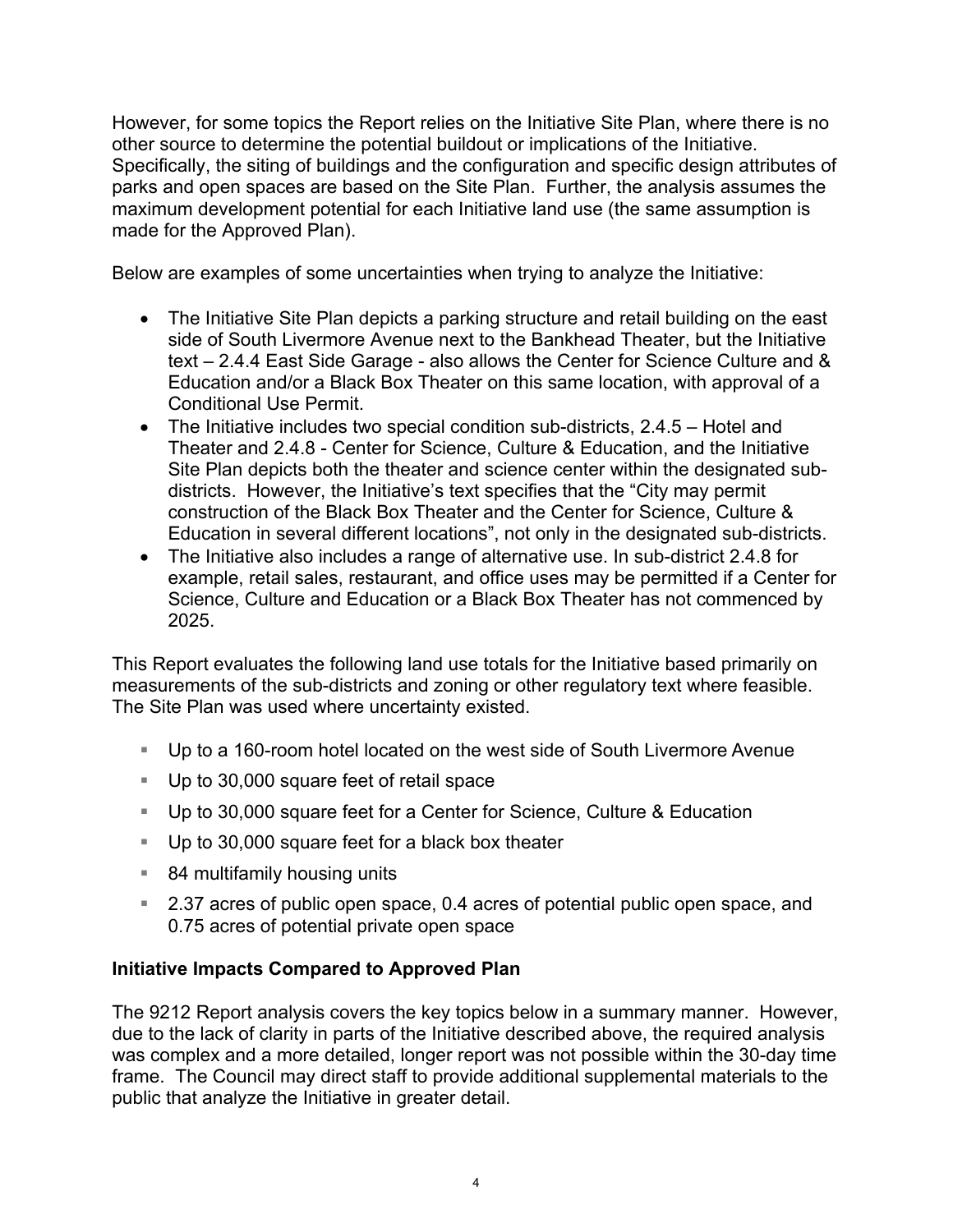However, for some topics the Report relies on the Initiative Site Plan, where there is no other source to determine the potential buildout or implications of the Initiative. Specifically, the siting of buildings and the configuration and specific design attributes of parks and open spaces are based on the Site Plan. Further, the analysis assumes the maximum development potential for each Initiative land use (the same assumption is made for the Approved Plan).

Below are examples of some uncertainties when trying to analyze the Initiative:

- The Initiative Site Plan depicts a parking structure and retail building on the east side of South Livermore Avenue next to the Bankhead Theater, but the Initiative text – 2.4.4 East Side Garage - also allows the Center for Science Culture and & Education and/or a Black Box Theater on this same location, with approval of a Conditional Use Permit.
- The Initiative includes two special condition sub-districts, 2.4.5 – Hotel and Theater and 2.4.8 - Center for Science, Culture & Education, and the Initiative Site Plan depicts both the theater and science center within the designated sub-districts. However, the Initiative's text specifies that the "City may permit construction of the Black Box Theater and the Center for Science, Culture & Education in several different locations", not only in the designated sub-districts.
- The Initiative also includes a range of alternative use. In sub-district 2.4.8 for example, retail sales, restaurant, and office uses may be permitted if a Center for Science, Culture and Education or a Black Box Theater has not commenced by 2025.

This Report evaluates the following land use totals for the Initiative based primarily on measurements of the sub-districts and zoning or other regulatory text where feasible. The Site Plan was used where uncertainty existed.

- Up to a 160-room hotel located on the west side of South Livermore Avenue
- Up to 30,000 square feet of retail space
- Up to 30,000 square feet for a Center for Science, Culture & Education
- Up to 30,000 square feet for a black box theater
- 84 multifamily housing units
- 2.37 acres of public open space, 0.4 acres of potential public open space, and 0.75 acres of potential private open space

**Initiative Impacts Compared to Approved Plan**

The 9212 Report analysis covers the key topics below in a summary manner. However, due to the lack of clarity in parts of the Initiative described above, the required analysis was complex and a more detailed, longer report was not possible within the 30-day time frame. The Council may direct staff to provide additional supplemental materials to the public that analyze the Initiative in greater detail.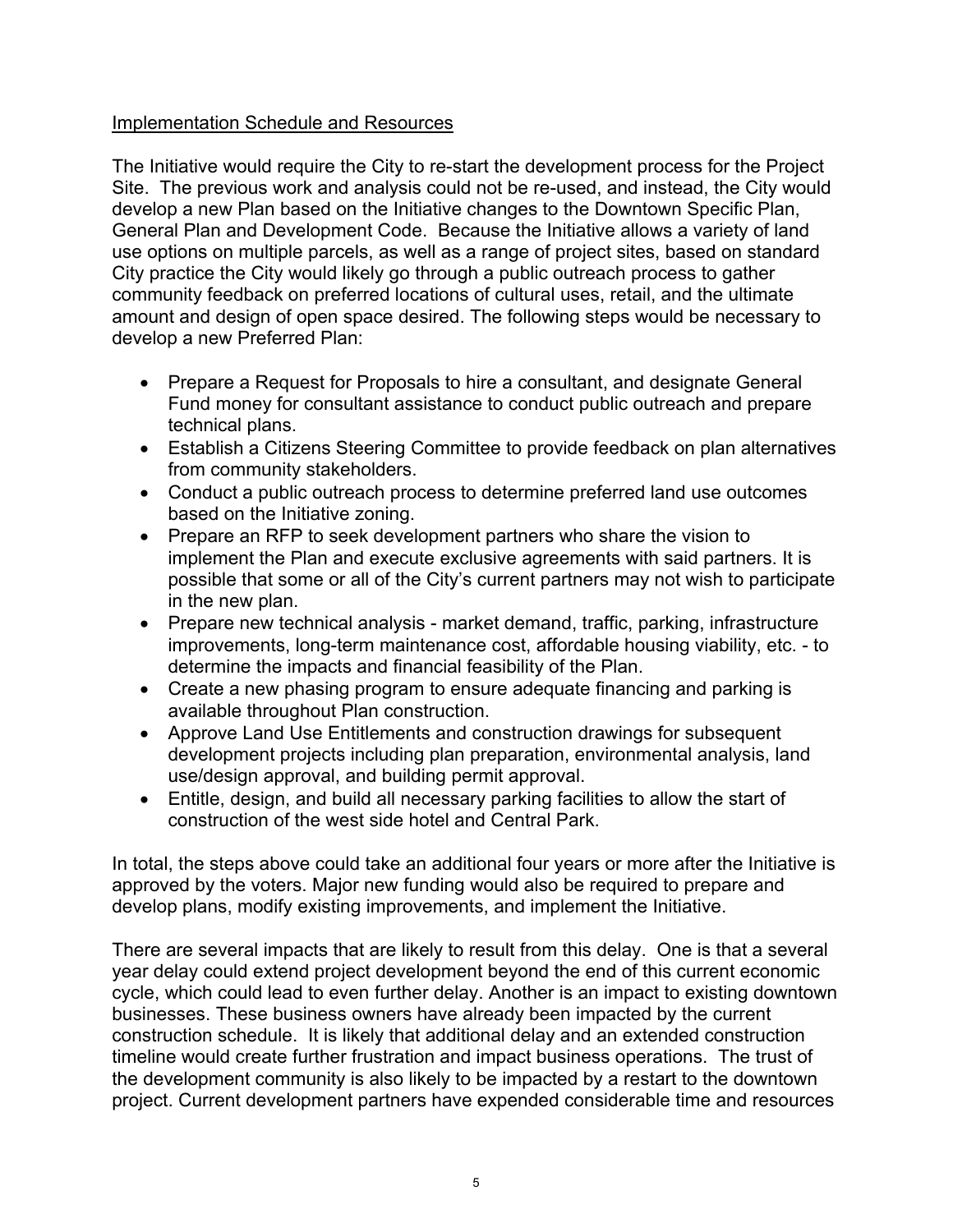Implementation Schedule and Resources

The Initiative would require the City to re-start the development process for the Project Site. The previous work and analysis could not be re-used, and instead, the City would develop a new Plan based on the Initiative changes to the Downtown Specific Plan, General Plan and Development Code. Because the Initiative allows a variety of land use options on multiple parcels, as well as a range of project sites, based on standard City practice the City would likely go through a public outreach process to gather community feedback on preferred locations of cultural uses, retail, and the ultimate amount and design of open space desired. The following steps would be necessary to develop a new Preferred Plan:

- Prepare a Request for Proposals to hire a consultant, and designate General Fund money for consultant assistance to conduct public outreach and prepare technical plans.
- Establish a Citizens Steering Committee to provide feedback on plan alternatives from community stakeholders.
- Conduct a public outreach process to determine preferred land use outcomes based on the Initiative zoning.
- Prepare an RFP to seek development partners who share the vision to implement the Plan and execute exclusive agreements with said partners. It is possible that some or all of the City's current partners may not wish to participate in the new plan.
- Prepare new technical analysis - market demand, traffic, parking, infrastructure improvements, long-term maintenance cost, affordable housing viability, etc. - to determine the impacts and financial feasibility of the Plan.
- Create a new phasing program to ensure adequate financing and parking is available throughout Plan construction.
- Approve Land Use Entitlements and construction drawings for subsequent development projects including plan preparation, environmental analysis, land use/design approval, and building permit approval.
- Entitle, design, and build all necessary parking facilities to allow the start of construction of the west side hotel and Central Park.

In total, the steps above could take an additional four years or more after the Initiative is approved by the voters. Major new funding would also be required to prepare and develop plans, modify existing improvements, and implement the Initiative.

There are several impacts that are likely to result from this delay. One is that a several year delay could extend project development beyond the end of this current economic cycle, which could lead to even further delay. Another is an impact to existing downtown businesses. These business owners have already been impacted by the current construction schedule. It is likely that additional delay and an extended construction timeline would create further frustration and impact business operations. The trust of the development community is also likely to be impacted by a restart to the downtown project. Current development partners have expended considerable time and resources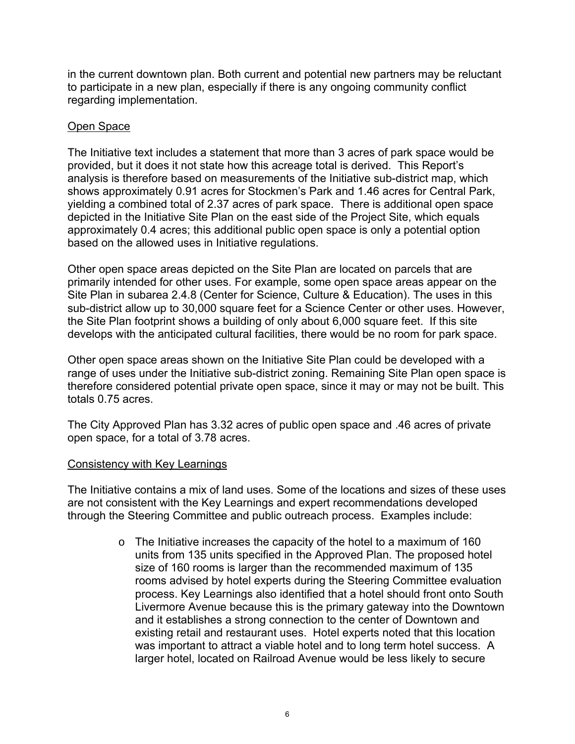in the current downtown plan. Both current and potential new partners may be reluctant to participate in a new plan, especially if there is any ongoing community conflict regarding implementation.

Open Space

The Initiative text includes a statement that more than 3 acres of park space would be provided, but it does it not state how this acreage total is derived. This Report's analysis is therefore based on measurements of the Initiative sub-district map, which shows approximately 0.91 acres for Stockmen's Park and 1.46 acres for Central Park, yielding a combined total of 2.37 acres of park space. There is additional open space depicted in the Initiative Site Plan on the east side of the Project Site, which equals approximately 0.4 acres; this additional public open space is only a potential option based on the allowed uses in Initiative regulations.

Other open space areas depicted on the Site Plan are located on parcels that are primarily intended for other uses. For example, some open space areas appear on the Site Plan in subarea 2.4.8 (Center for Science, Culture & Education). The uses in this sub-district allow up to 30,000 square feet for a Science Center or other uses. However, the Site Plan footprint shows a building of only about 6,000 square feet. If this site develops with the anticipated cultural facilities, there would be no room for park space.

Other open space areas shown on the Initiative Site Plan could be developed with a range of uses under the Initiative sub-district zoning. Remaining Site Plan open space is therefore considered potential private open space, since it may or may not be built. This totals 0.75 acres.

The City Approved Plan has 3.32 acres of public open space and .46 acres of private open space, for a total of 3.78 acres.

Consistency with Key Learnings

The Initiative contains a mix of land uses. Some of the locations and sizes of these uses are not consistent with the Key Learnings and expert recommendations developed through the Steering Committee and public outreach process. Examples include:

- The Initiative increases the capacity of the hotel to a maximum of 160 units from 135 units specified in the Approved Plan. The proposed hotel size of 160 rooms is larger than the recommended maximum of 135 rooms advised by hotel experts during the Steering Committee evaluation process. Key Learnings also identified that a hotel should front onto South Livermore Avenue because this is the primary gateway into the Downtown and it establishes a strong connection to the center of Downtown and existing retail and restaurant uses. Hotel experts noted that this location was important to attract a viable hotel and to long term hotel success. A larger hotel, located on Railroad Avenue would be less likely to secure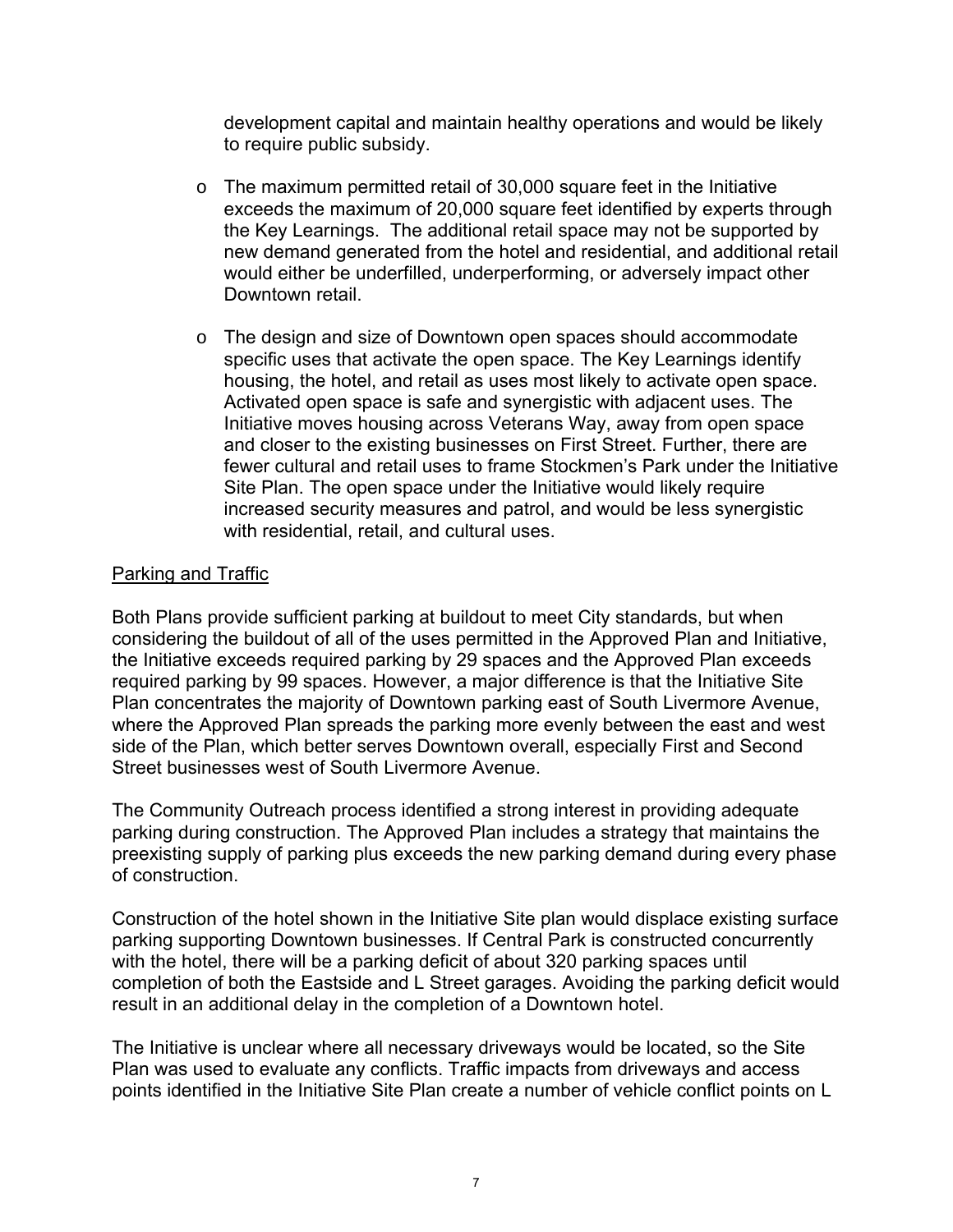development capital and maintain healthy operations and would be likely to require public subsidy.

- The maximum permitted retail of 30,000 square feet in the Initiative exceeds the maximum of 20,000 square feet identified by experts through the Key Learnings. The additional retail space may not be supported by new demand generated from the hotel and residential, and additional retail would either be underfilled, underperforming, or adversely impact other Downtown retail.
- The design and size of Downtown open spaces should accommodate specific uses that activate the open space. The Key Learnings identify housing, the hotel, and retail as uses most likely to activate open space. Activated open space is safe and synergistic with adjacent uses. The Initiative moves housing across Veterans Way, away from open space and closer to the existing businesses on First Street. Further, there are fewer cultural and retail uses to frame Stockmen's Park under the Initiative Site Plan. The open space under the Initiative would likely require increased security measures and patrol, and would be less synergistic with residential, retail, and cultural uses.

<u>Parking and Traffic</u>

Both Plans provide sufficient parking at buildout to meet City standards, but when considering the buildout of all of the uses permitted in the Approved Plan and Initiative, the Initiative exceeds required parking by 29 spaces and the Approved Plan exceeds required parking by 99 spaces. However, a major difference is that the Initiative Site Plan concentrates the majority of Downtown parking east of South Livermore Avenue, where the Approved Plan spreads the parking more evenly between the east and west side of the Plan, which better serves Downtown overall, especially First and Second Street businesses west of South Livermore Avenue.

The Community Outreach process identified a strong interest in providing adequate parking during construction. The Approved Plan includes a strategy that maintains the preexisting supply of parking plus exceeds the new parking demand during every phase of construction.

Construction of the hotel shown in the Initiative Site plan would displace existing surface parking supporting Downtown businesses. If Central Park is constructed concurrently with the hotel, there will be a parking deficit of about 320 parking spaces until completion of both the Eastside and L Street garages. Avoiding the parking deficit would result in an additional delay in the completion of a Downtown hotel.

The Initiative is unclear where all necessary driveways would be located, so the Site Plan was used to evaluate any conflicts. Traffic impacts from driveways and access points identified in the Initiative Site Plan create a number of vehicle conflict points on L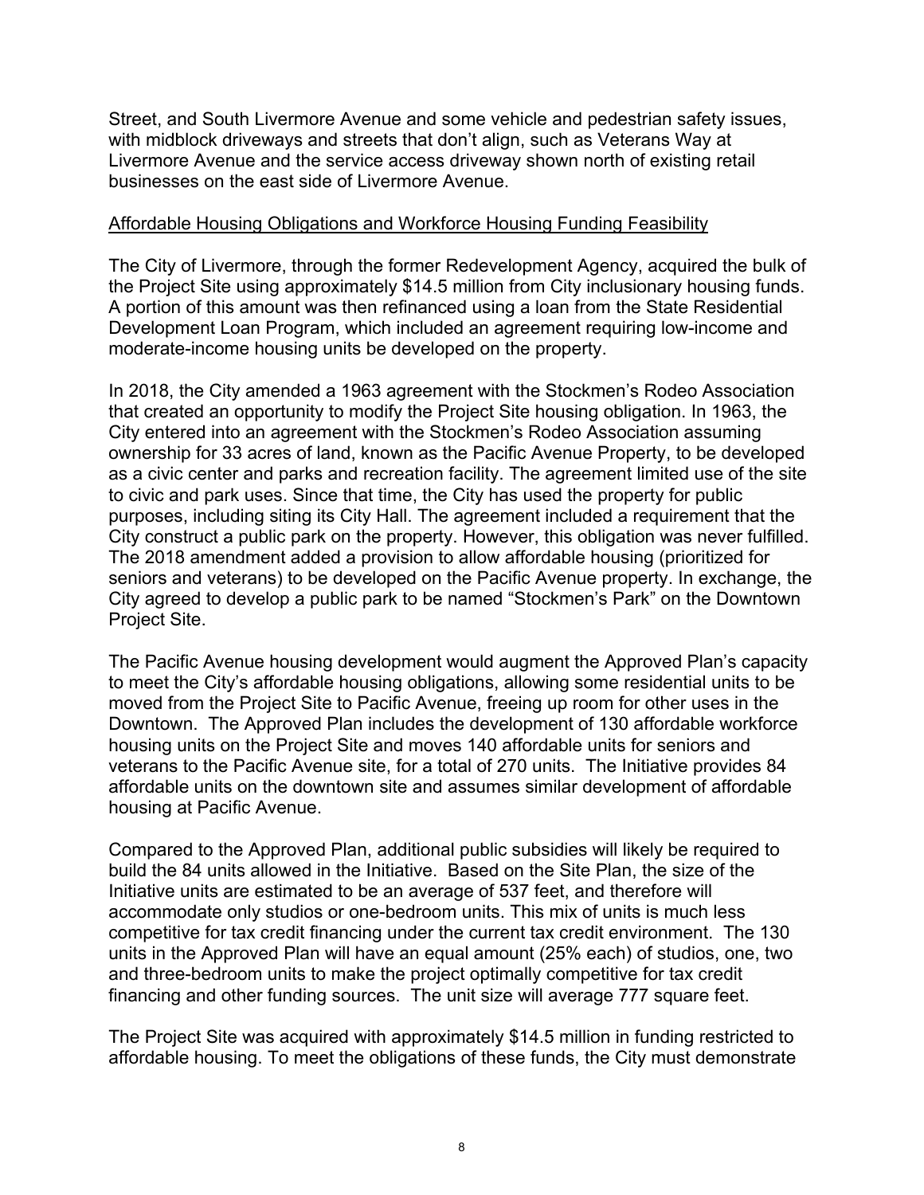Street, and South Livermore Avenue and some vehicle and pedestrian safety issues, with midblock driveways and streets that don't align, such as Veterans Way at Livermore Avenue and the service access driveway shown north of existing retail businesses on the east side of Livermore Avenue.

<u>Affordable Housing Obligations and Workforce Housing Funding Feasibility</u>

The City of Livermore, through the former Redevelopment Agency, acquired the bulk of the Project Site using approximately $14.5 million from City inclusionary housing funds. A portion of this amount was then refinanced using a loan from the State Residential Development Loan Program, which included an agreement requiring low-income and moderate-income housing units be developed on the property.

In 2018, the City amended a 1963 agreement with the Stockmen's Rodeo Association that created an opportunity to modify the Project Site housing obligation. In 1963, the City entered into an agreement with the Stockmen's Rodeo Association assuming ownership for 33 acres of land, known as the Pacific Avenue Property, to be developed as a civic center and parks and recreation facility. The agreement limited use of the site to civic and park uses. Since that time, the City has used the property for public purposes, including siting its City Hall. The agreement included a requirement that the City construct a public park on the property. However, this obligation was never fulfilled. The 2018 amendment added a provision to allow affordable housing (prioritized for seniors and veterans) to be developed on the Pacific Avenue property. In exchange, the City agreed to develop a public park to be named "Stockmen's Park" on the Downtown Project Site.

The Pacific Avenue housing development would augment the Approved Plan's capacity to meet the City's affordable housing obligations, allowing some residential units to be moved from the Project Site to Pacific Avenue, freeing up room for other uses in the Downtown. The Approved Plan includes the development of 130 affordable workforce housing units on the Project Site and moves 140 affordable units for seniors and veterans to the Pacific Avenue site, for a total of 270 units. The Initiative provides 84 affordable units on the downtown site and assumes similar development of affordable housing at Pacific Avenue.

Compared to the Approved Plan, additional public subsidies will likely be required to build the 84 units allowed in the Initiative. Based on the Site Plan, the size of the Initiative units are estimated to be an average of 537 feet, and therefore will accommodate only studios or one-bedroom units. This mix of units is much less competitive for tax credit financing under the current tax credit environment. The 130 units in the Approved Plan will have an equal amount (25% each) of studios, one, two and three-bedroom units to make the project optimally competitive for tax credit financing and other funding sources. The unit size will average 777 square feet.

The Project Site was acquired with approximately $14.5 million in funding restricted to affordable housing. To meet the obligations of these funds, the City must demonstrate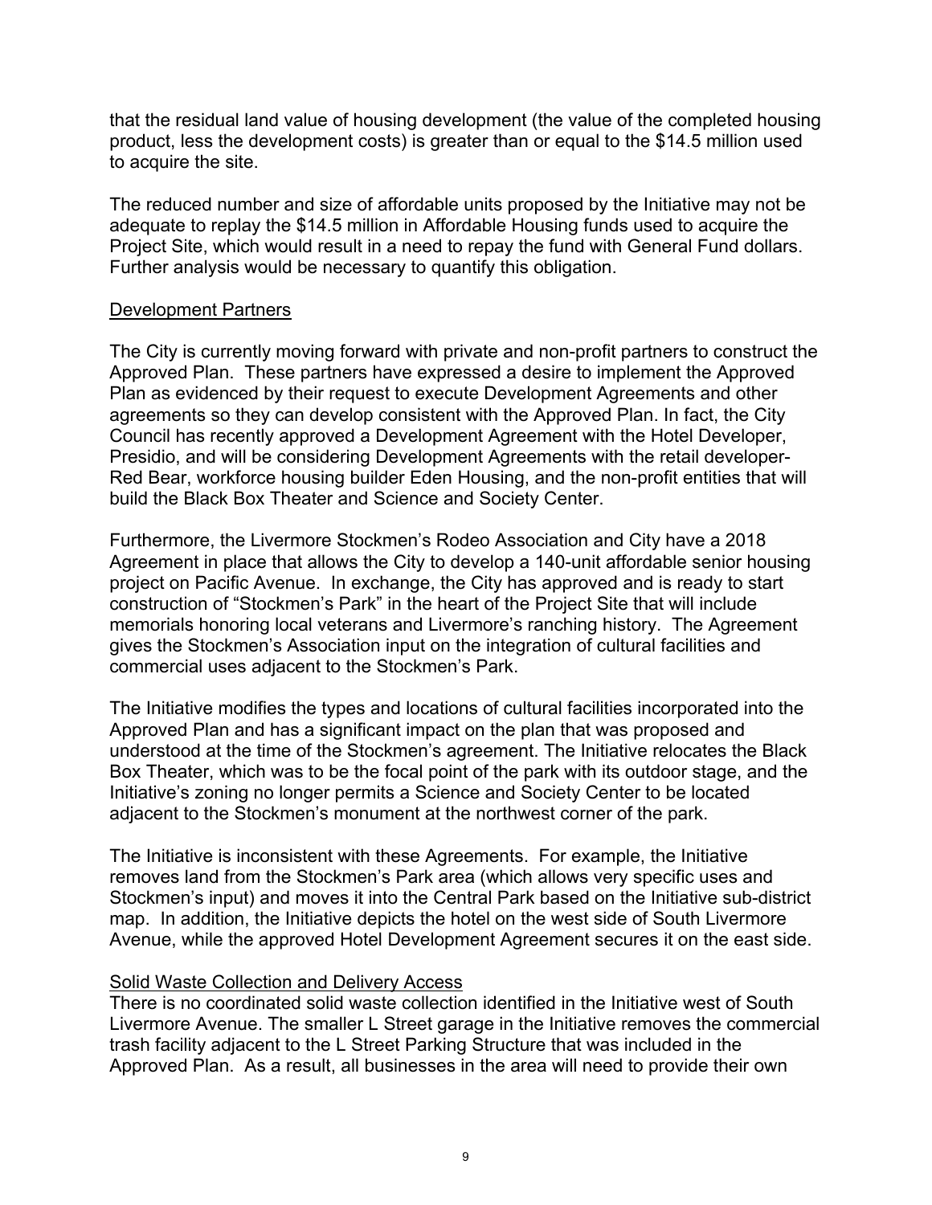that the residual land value of housing development (the value of the completed housing product, less the development costs) is greater than or equal to the $14.5 million used to acquire the site.

The reduced number and size of affordable units proposed by the Initiative may not be adequate to replay the $14.5 million in Affordable Housing funds used to acquire the Project Site, which would result in a need to repay the fund with General Fund dollars. Further analysis would be necessary to quantify this obligation.

<u>Development Partners</u>

The City is currently moving forward with private and non-profit partners to construct the Approved Plan. These partners have expressed a desire to implement the Approved Plan as evidenced by their request to execute Development Agreements and other agreements so they can develop consistent with the Approved Plan. In fact, the City Council has recently approved a Development Agreement with the Hotel Developer, Presidio, and will be considering Development Agreements with the retail developer-Red Bear, workforce housing builder Eden Housing, and the non-profit entities that will build the Black Box Theater and Science and Society Center.

Furthermore, the Livermore Stockmen's Rodeo Association and City have a 2018 Agreement in place that allows the City to develop a 140-unit affordable senior housing project on Pacific Avenue. In exchange, the City has approved and is ready to start construction of "Stockmen's Park" in the heart of the Project Site that will include memorials honoring local veterans and Livermore's ranching history. The Agreement gives the Stockmen's Association input on the integration of cultural facilities and commercial uses adjacent to the Stockmen's Park.

The Initiative modifies the types and locations of cultural facilities incorporated into the Approved Plan and has a significant impact on the plan that was proposed and understood at the time of the Stockmen's agreement. The Initiative relocates the Black Box Theater, which was to be the focal point of the park with its outdoor stage, and the Initiative's zoning no longer permits a Science and Society Center to be located adjacent to the Stockmen's monument at the northwest corner of the park.

The Initiative is inconsistent with these Agreements. For example, the Initiative removes land from the Stockmen's Park area (which allows very specific uses and Stockmen's input) and moves it into the Central Park based on the Initiative sub-district map. In addition, the Initiative depicts the hotel on the west side of South Livermore Avenue, while the approved Hotel Development Agreement secures it on the east side.

<u>Solid Waste Collection and Delivery Access</u>

There is no coordinated solid waste collection identified in the Initiative west of South Livermore Avenue. The smaller L Street garage in the Initiative removes the commercial trash facility adjacent to the L Street Parking Structure that was included in the Approved Plan. As a result, all businesses in the area will need to provide their own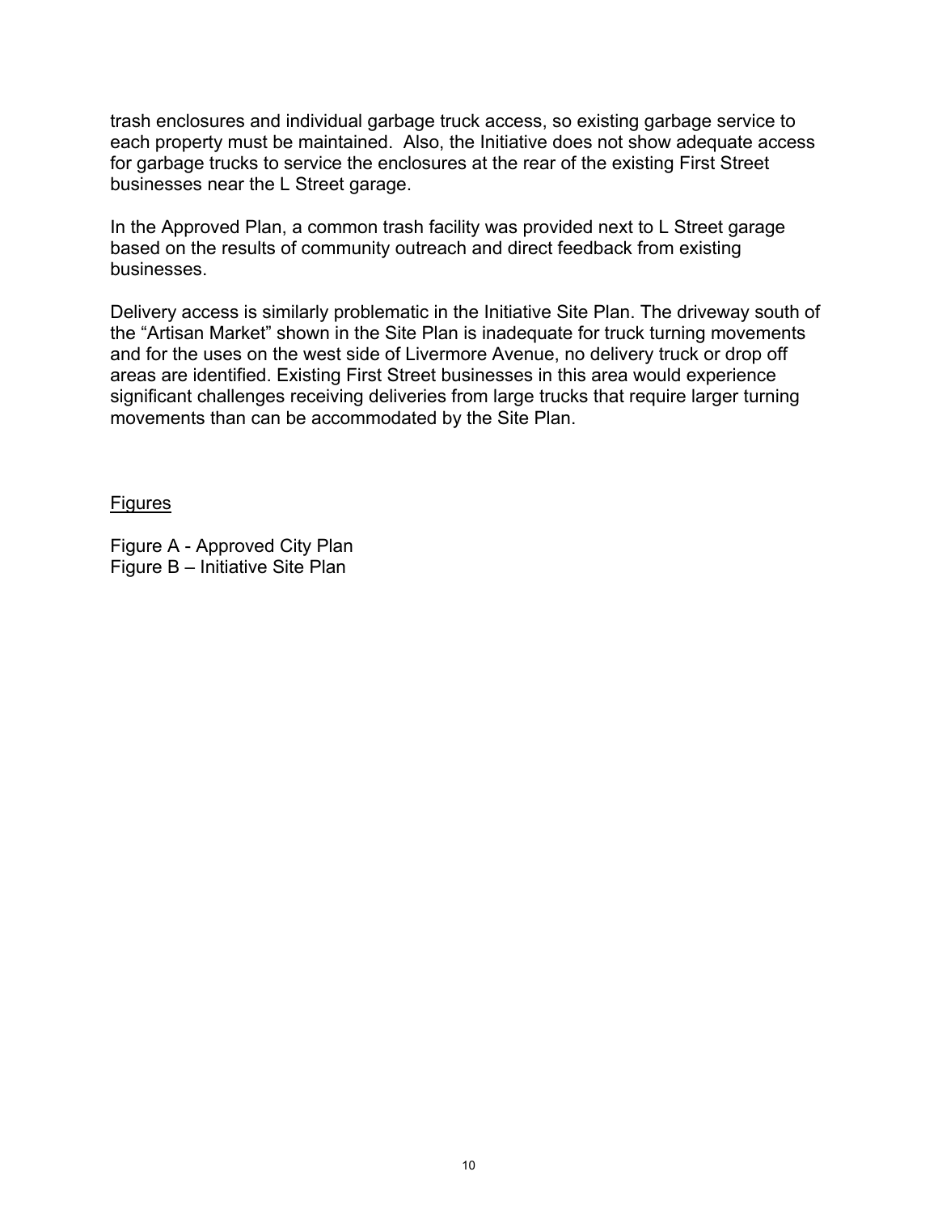trash enclosures and individual garbage truck access, so existing garbage service to each property must be maintained. Also, the Initiative does not show adequate access for garbage trucks to service the enclosures at the rear of the existing First Street businesses near the L Street garage.

In the Approved Plan, a common trash facility was provided next to L Street garage based on the results of community outreach and direct feedback from existing businesses.

Delivery access is similarly problematic in the Initiative Site Plan. The driveway south of the "Artisan Market" shown in the Site Plan is inadequate for truck turning movements and for the uses on the west side of Livermore Avenue, no delivery truck or drop off areas are identified. Existing First Street businesses in this area would experience significant challenges receiving deliveries from large trucks that require larger turning movements than can be accommodated by the Site Plan.

<u>Figures</u>

Figure A - Approved City Plan
Figure B – Initiative Site Plan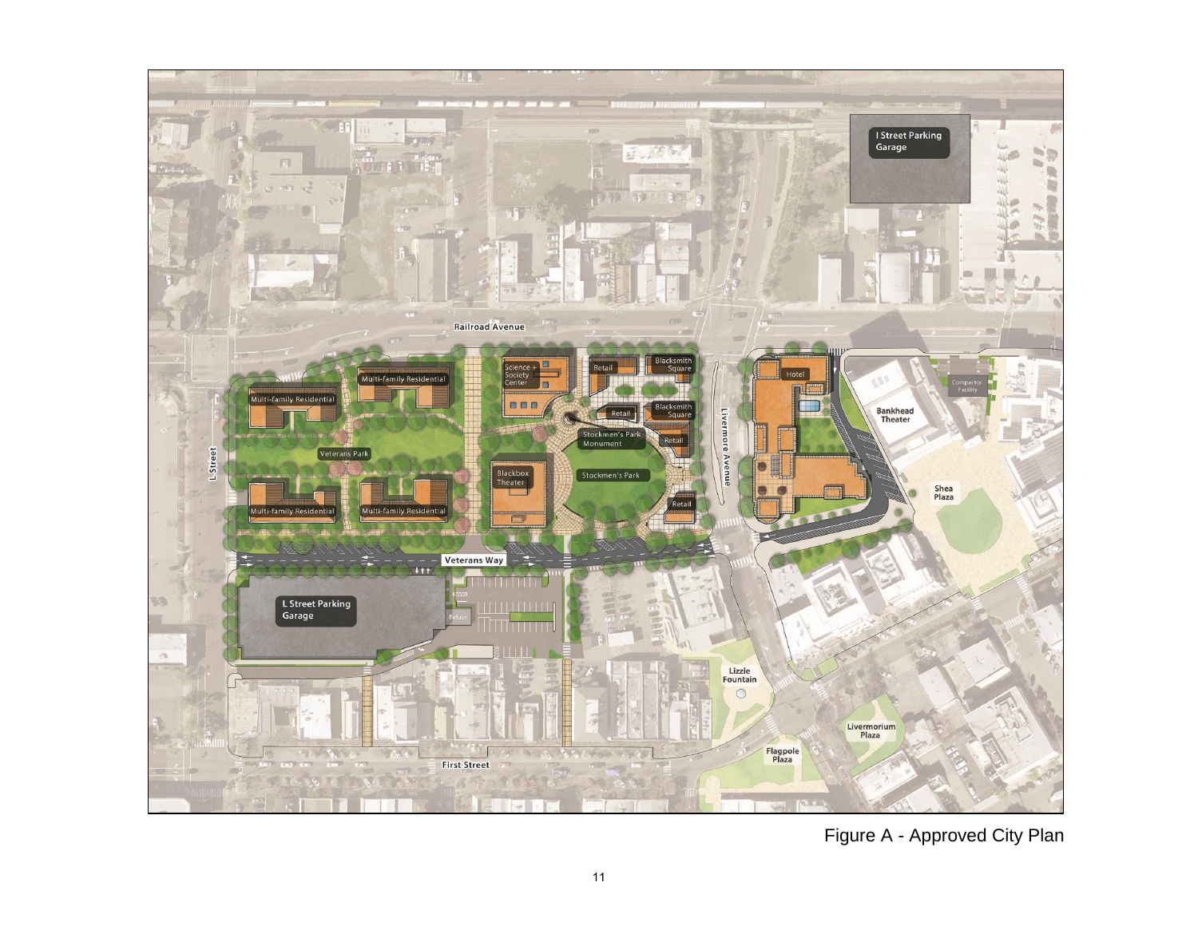Figure A - Approved City Plan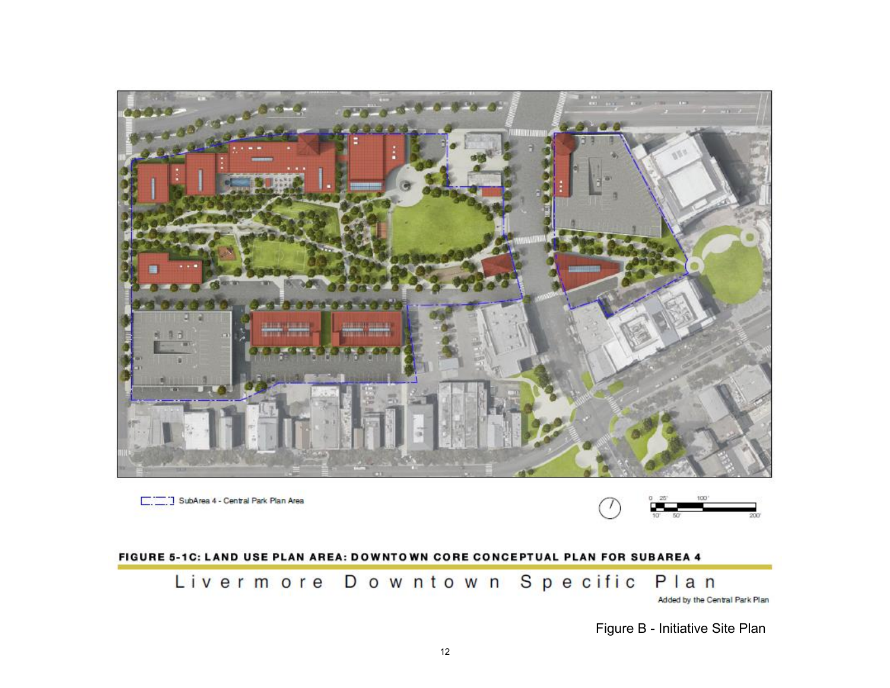SubArea 4 - Central Park Plan Area

0 25' 100'
10' 50' 200'

**FIGURE 5-1C: LAND USE PLAN AREA: DOWNTOWN CORE CONCEPTUAL PLAN FOR SUBAREA 4**

Livermore Downtown Specific Plan

Added by the Central Park Plan

Figure B - Initiative Site Plan